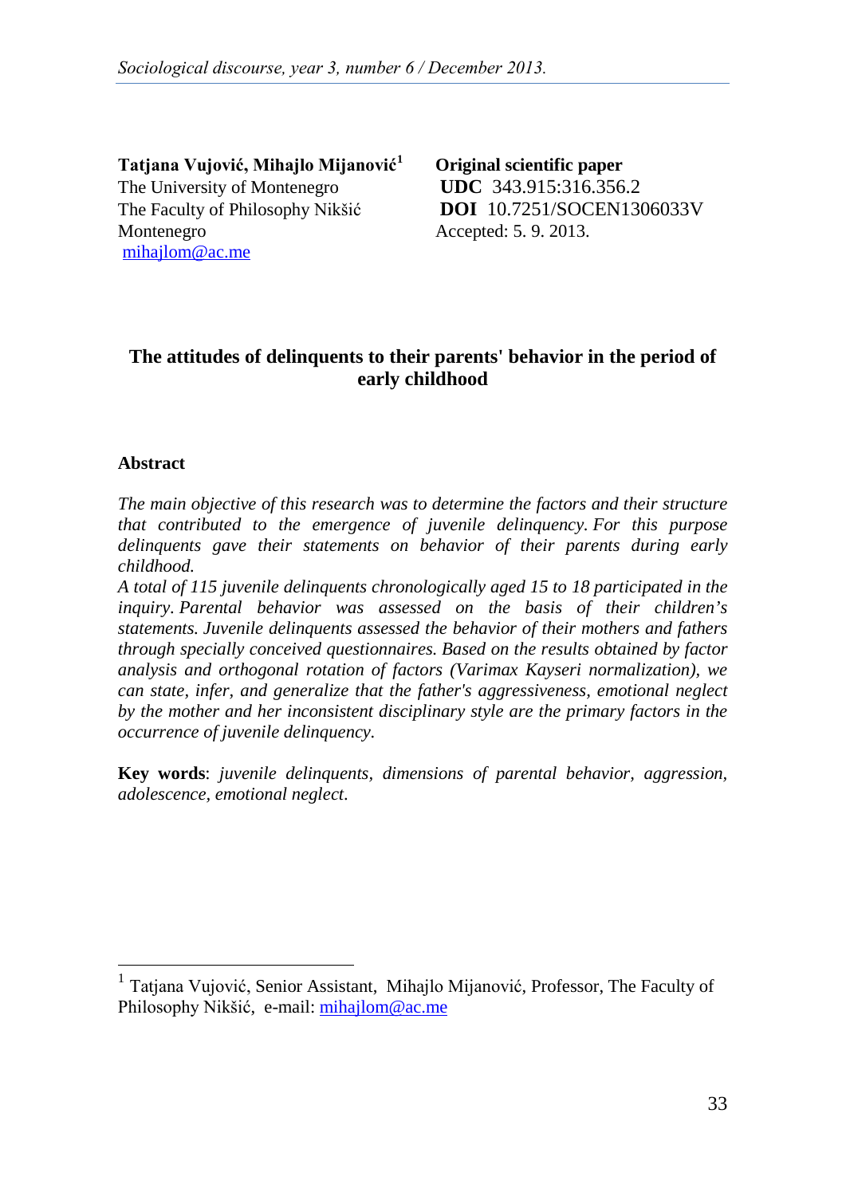**Tatjana Vujović, Mihajlo Mijanović[1]**
The University of Montenegro
The Faculty of Philosophy Nikšić
Montenegro
mihajlom@ac.me

**Original scientific paper**
**UDC** 343.915:316.356.2
**DOI** 10.7251/SOCEN1306033V
Accepted: 5. 9. 2013.

# The attitudes of delinquents to their parents' behavior in the period of early childhood

## Abstract

*The main objective of this research was to determine the factors and their structure that contributed to the emergence of juvenile delinquency. For this purpose delinquents gave their statements on behavior of their parents during early childhood.*

*A total of 115 juvenile delinquents chronologically aged 15 to 18 participated in the inquiry. Parental behavior was assessed on the basis of their children's statements. Juvenile delinquents assessed the behavior of their mothers and fathers through specially conceived questionnaires. Based on the results obtained by factor analysis and orthogonal rotation of factors (Varimax Kayseri normalization), we can state, infer, and generalize that the father's aggressiveness, emotional neglect by the mother and her inconsistent disciplinary style are the primary factors in the occurrence of juvenile delinquency.*

**Key words**: *juvenile delinquents, dimensions of parental behavior, aggression, adolescence, emotional neglect.*

---

[1] Tatjana Vujović, Senior Assistant, Mihajlo Mijanović, Professor, The Faculty of Philosophy Nikšić, e-mail: mihajlom@ac.me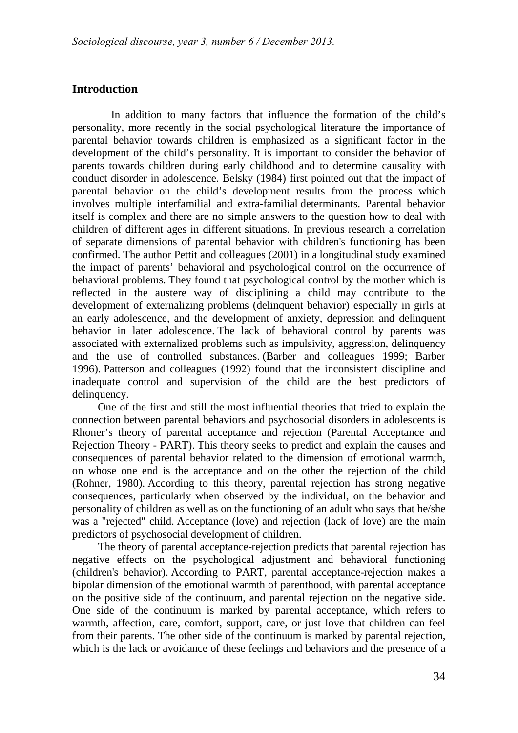## Introduction

In addition to many factors that influence the formation of the child's personality, more recently in the social psychological literature the importance of parental behavior towards children is emphasized as a significant factor in the development of the child's personality. It is important to consider the behavior of parents towards children during early childhood and to determine causality with conduct disorder in adolescence. Belsky (1984) first pointed out that the impact of parental behavior on the child's development results from the process which involves multiple interfamilial and extra-familial determinants. Parental behavior itself is complex and there are no simple answers to the question how to deal with children of different ages in different situations. In previous research a correlation of separate dimensions of parental behavior with children's functioning has been confirmed. The author Pettit and colleagues (2001) in a longitudinal study examined the impact of parents' behavioral and psychological control on the occurrence of behavioral problems. They found that psychological control by the mother which is reflected in the austere way of disciplining a child may contribute to the development of externalizing problems (delinquent behavior) especially in girls at an early adolescence, and the development of anxiety, depression and delinquent behavior in later adolescence. The lack of behavioral control by parents was associated with externalized problems such as impulsivity, aggression, delinquency and the use of controlled substances. (Barber and colleagues 1999; Barber 1996). Patterson and colleagues (1992) found that the inconsistent discipline and inadequate control and supervision of the child are the best predictors of delinquency.

One of the first and still the most influential theories that tried to explain the connection between parental behaviors and psychosocial disorders in adolescents is Rhoner's theory of parental acceptance and rejection (Parental Acceptance and Rejection Theory - PART). This theory seeks to predict and explain the causes and consequences of parental behavior related to the dimension of emotional warmth, on whose one end is the acceptance and on the other the rejection of the child (Rohner, 1980). According to this theory, parental rejection has strong negative consequences, particularly when observed by the individual, on the behavior and personality of children as well as on the functioning of an adult who says that he/she was a "rejected" child. Acceptance (love) and rejection (lack of love) are the main predictors of psychosocial development of children.

The theory of parental acceptance-rejection predicts that parental rejection has negative effects on the psychological adjustment and behavioral functioning (children's behavior). According to PART, parental acceptance-rejection makes a bipolar dimension of the emotional warmth of parenthood, with parental acceptance on the positive side of the continuum, and parental rejection on the negative side. One side of the continuum is marked by parental acceptance, which refers to warmth, affection, care, comfort, support, care, or just love that children can feel from their parents. The other side of the continuum is marked by parental rejection, which is the lack or avoidance of these feelings and behaviors and the presence of a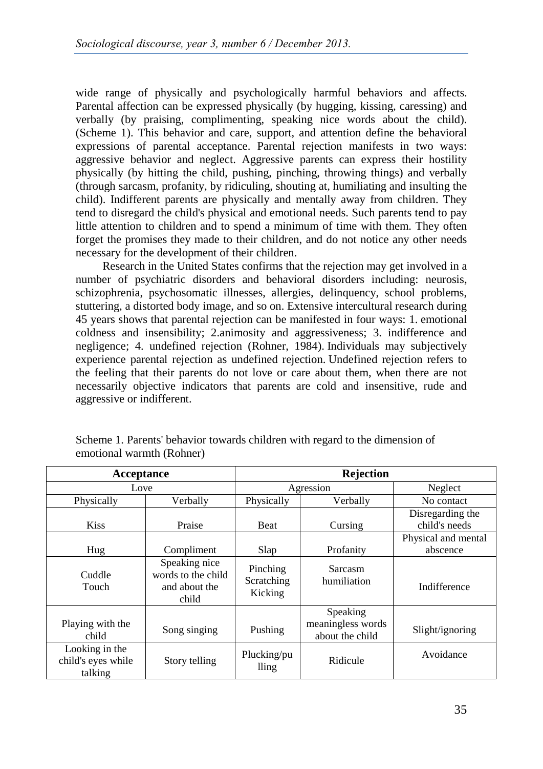wide range of physically and psychologically harmful behaviors and affects. Parental affection can be expressed physically (by hugging, kissing, caressing) and verbally (by praising, complimenting, speaking nice words about the child). (Scheme 1). This behavior and care, support, and attention define the behavioral expressions of parental acceptance. Parental rejection manifests in two ways: aggressive behavior and neglect. Aggressive parents can express their hostility physically (by hitting the child, pushing, pinching, throwing things) and verbally (through sarcasm, profanity, by ridiculing, shouting at, humiliating and insulting the child). Indifferent parents are physically and mentally away from children. They tend to disregard the child's physical and emotional needs. Such parents tend to pay little attention to children and to spend a minimum of time with them. They often forget the promises they made to their children, and do not notice any other needs necessary for the development of their children.

Research in the United States confirms that the rejection may get involved in a number of psychiatric disorders and behavioral disorders including: neurosis, schizophrenia, psychosomatic illnesses, allergies, delinquency, school problems, stuttering, a distorted body image, and so on. Extensive intercultural research during 45 years shows that parental rejection can be manifested in four ways: 1. emotional coldness and insensibility; 2.animosity and aggressiveness; 3. indifference and negligence; 4. undefined rejection (Rohner, 1984). Individuals may subjectively experience parental rejection as undefined rejection. Undefined rejection refers to the feeling that their parents do not love or care about them, when there are not necessarily objective indicators that parents are cold and insensitive, rude and aggressive or indifferent.

Scheme 1. Parents' behavior towards children with regard to the dimension of emotional warmth (Rohner)

| **Acceptance** | | **Rejection** | | |
|---|---|---|---|---|
| Love | | Agression | | Neglect |
| Physically | Verbally | Physically | Verbally | No contact |
| Kiss | Praise | Beat | Cursing | Disregarding the child's needs |
| Hug | Compliment | Slap | Profanity | Physical and mental abscence |
| Cuddle Touch | Speaking nice words to the child and about the child | Pinching Scratching Kicking | Sarcasm humiliation | Indifference |
| Playing with the child | Song singing | Pushing | Speaking meaningless words about the child | Slight/ignoring |
| Looking in the child's eyes while talking | Story telling | Plucking/pulling | Ridicule | Avoidance |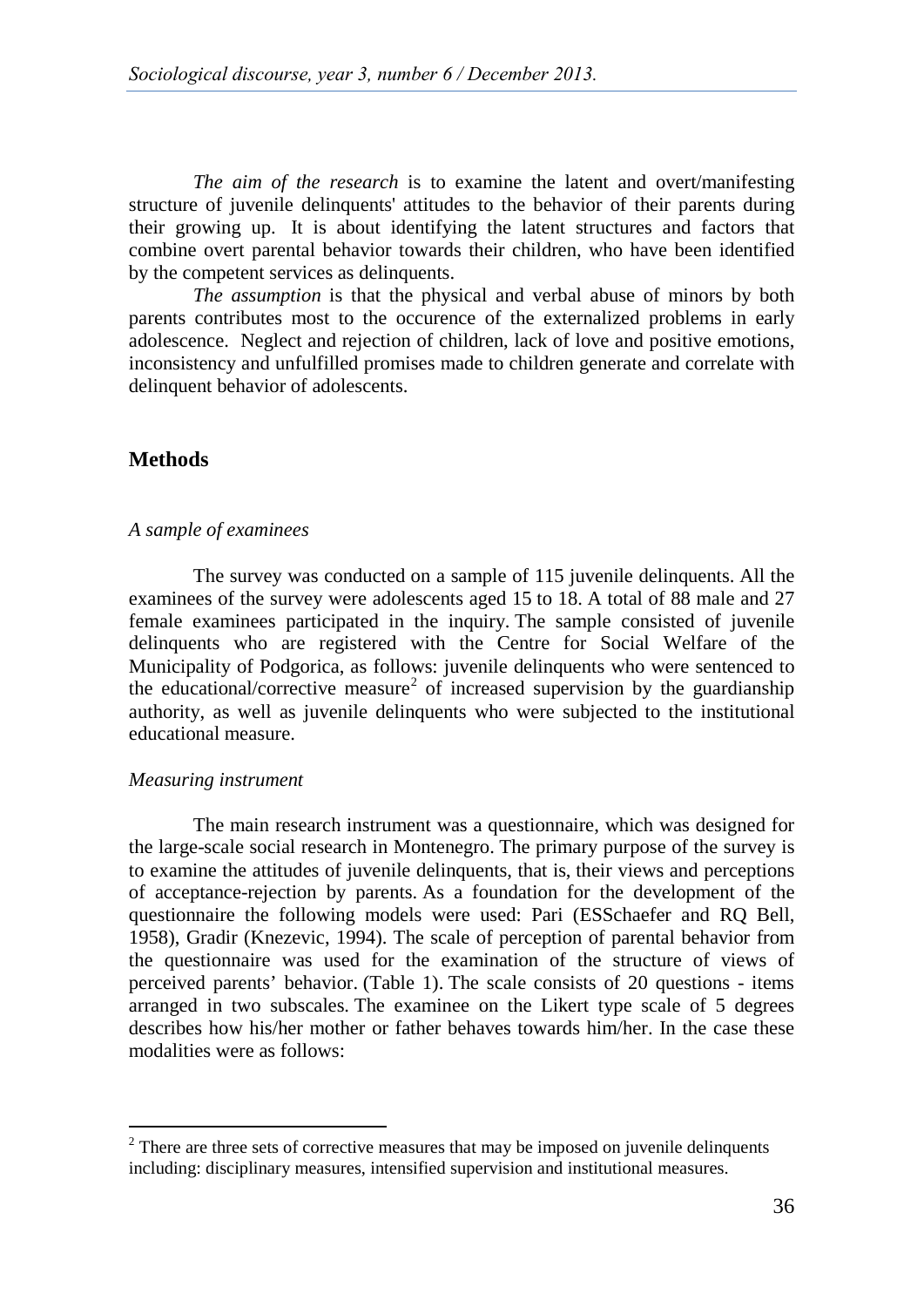*The aim of the research* is to examine the latent and overt/manifesting structure of juvenile delinquents' attitudes to the behavior of their parents during their growing up. It is about identifying the latent structures and factors that combine overt parental behavior towards their children, who have been identified by the competent services as delinquents.

*The assumption* is that the physical and verbal abuse of minors by both parents contributes most to the occurence of the externalized problems in early adolescence. Neglect and rejection of children, lack of love and positive emotions, inconsistency and unfulfilled promises made to children generate and correlate with delinquent behavior of adolescents.

## Methods

### *A sample of examinees*

The survey was conducted on a sample of 115 juvenile delinquents. All the examinees of the survey were adolescents aged 15 to 18. A total of 88 male and 27 female examinees participated in the inquiry. The sample consisted of juvenile delinquents who are registered with the Centre for Social Welfare of the Municipality of Podgorica, as follows: juvenile delinquents who were sentenced to the educational/corrective measure[2] of increased supervision by the guardianship authority, as well as juvenile delinquents who were subjected to the institutional educational measure.

### *Measuring instrument*

The main research instrument was a questionnaire, which was designed for the large-scale social research in Montenegro. The primary purpose of the survey is to examine the attitudes of juvenile delinquents, that is, their views and perceptions of acceptance-rejection by parents. As a foundation for the development of the questionnaire the following models were used: Pari (ESSchaefer and RQ Bell, 1958), Gradir (Knezevic, 1994). The scale of perception of parental behavior from the questionnaire was used for the examination of the structure of views of perceived parents' behavior. (Table 1). The scale consists of 20 questions - items arranged in two subscales. The examinee on the Likert type scale of 5 degrees describes how his/her mother or father behaves towards him/her. In the case these modalities were as follows:

[2] There are three sets of corrective measures that may be imposed on juvenile delinquents including: disciplinary measures, intensified supervision and institutional measures.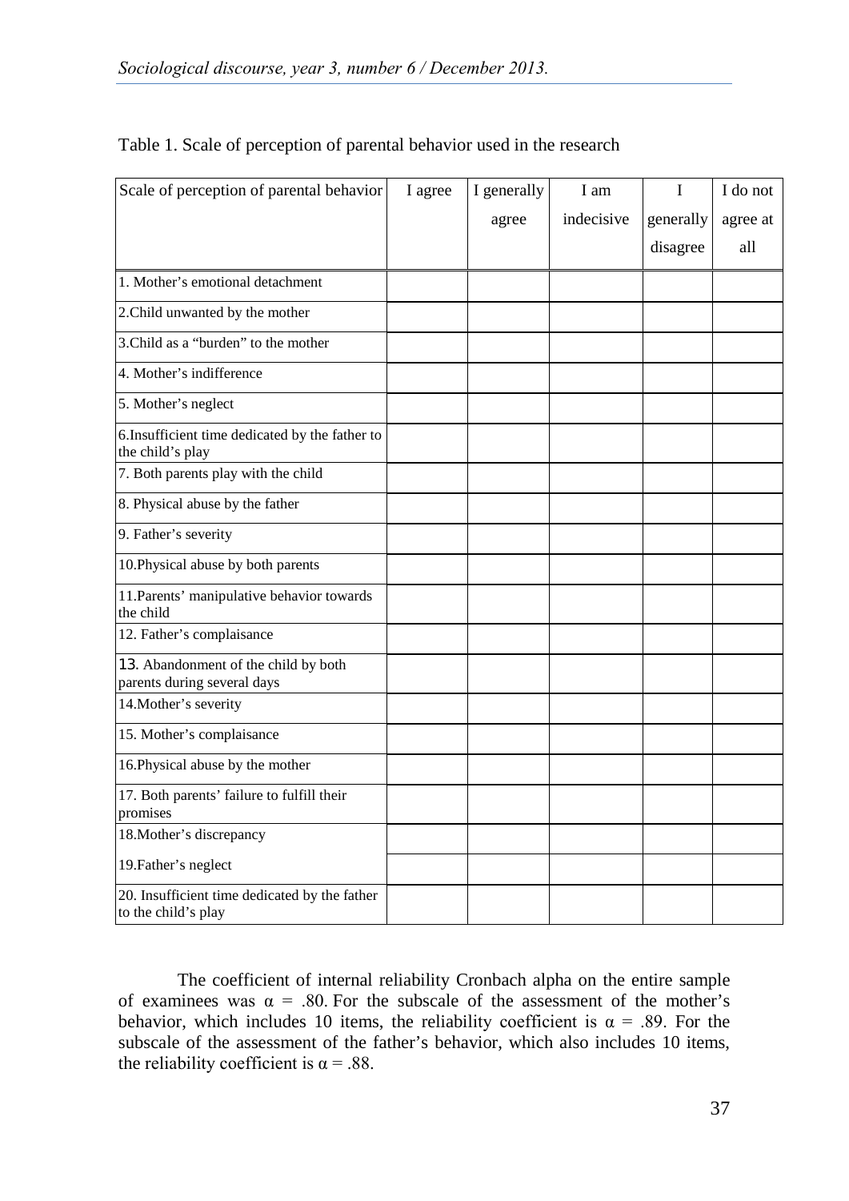Table 1. Scale of perception of parental behavior used in the research

| Scale of perception of parental behavior | I agree | I generally agree | I am indecisive | I generally disagree | I do not agree at all |
|---|---|---|---|---|---|
| 1. Mother's emotional detachment | | | | | |
| 2.Child unwanted by the mother | | | | | |
| 3.Child as a "burden" to the mother | | | | | |
| 4. Mother's indifference | | | | | |
| 5. Mother's neglect | | | | | |
| 6.Insufficient time dedicated by the father to the child's play | | | | | |
| 7. Both parents play with the child | | | | | |
| 8. Physical abuse by the father | | | | | |
| 9. Father's severity | | | | | |
| 10.Physical abuse by both parents | | | | | |
| 11.Parents' manipulative behavior towards the child | | | | | |
| 12. Father's complaisance | | | | | |
| 13. Abandonment of the child by both parents during several days | | | | | |
| 14.Mother's severity | | | | | |
| 15. Mother's complaisance | | | | | |
| 16.Physical abuse by the mother | | | | | |
| 17. Both parents' failure to fulfill their promises | | | | | |
| 18.Mother's discrepancy | | | | | |
| 19.Father's neglect | | | | | |
| 20. Insufficient time dedicated by the father to the child's play | | | | | |

The coefficient of internal reliability Cronbach alpha on the entire sample of examinees was $\alpha = .80$. For the subscale of the assessment of the mother's behavior, which includes 10 items, the reliability coefficient is $\alpha = .89$. For the subscale of the assessment of the father's behavior, which also includes 10 items, the reliability coefficient is $\alpha = .88$.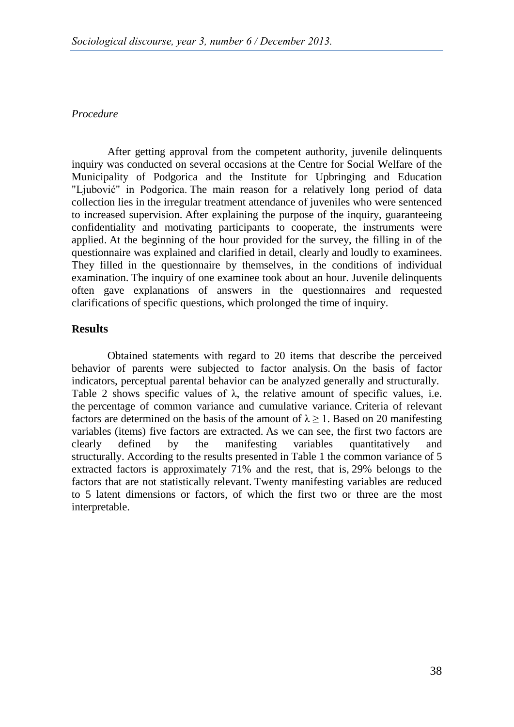*Procedure*

After getting approval from the competent authority, juvenile delinquents inquiry was conducted on several occasions at the Centre for Social Welfare of the Municipality of Podgorica and the Institute for Upbringing and Education "Ljubović" in Podgorica. The main reason for a relatively long period of data collection lies in the irregular treatment attendance of juveniles who were sentenced to increased supervision. After explaining the purpose of the inquiry, guaranteeing confidentiality and motivating participants to cooperate, the instruments were applied. At the beginning of the hour provided for the survey, the filling in of the questionnaire was explained and clarified in detail, clearly and loudly to examinees. They filled in the questionnaire by themselves, in the conditions of individual examination. The inquiry of one examinee took about an hour. Juvenile delinquents often gave explanations of answers in the questionnaires and requested clarifications of specific questions, which prolonged the time of inquiry.

## Results

Obtained statements with regard to 20 items that describe the perceived behavior of parents were subjected to factor analysis. On the basis of factor indicators, perceptual parental behavior can be analyzed generally and structurally. Table 2 shows specific values of $\lambda$, the relative amount of specific values, i.e. the percentage of common variance and cumulative variance. Criteria of relevant factors are determined on the basis of the amount of $\lambda \geq 1$. Based on 20 manifesting variables (items) five factors are extracted. As we can see, the first two factors are clearly defined by the manifesting variables quantitatively and structurally. According to the results presented in Table 1 the common variance of 5 extracted factors is approximately 71% and the rest, that is, 29% belongs to the factors that are not statistically relevant. Twenty manifesting variables are reduced to 5 latent dimensions or factors, of which the first two or three are the most interpretable.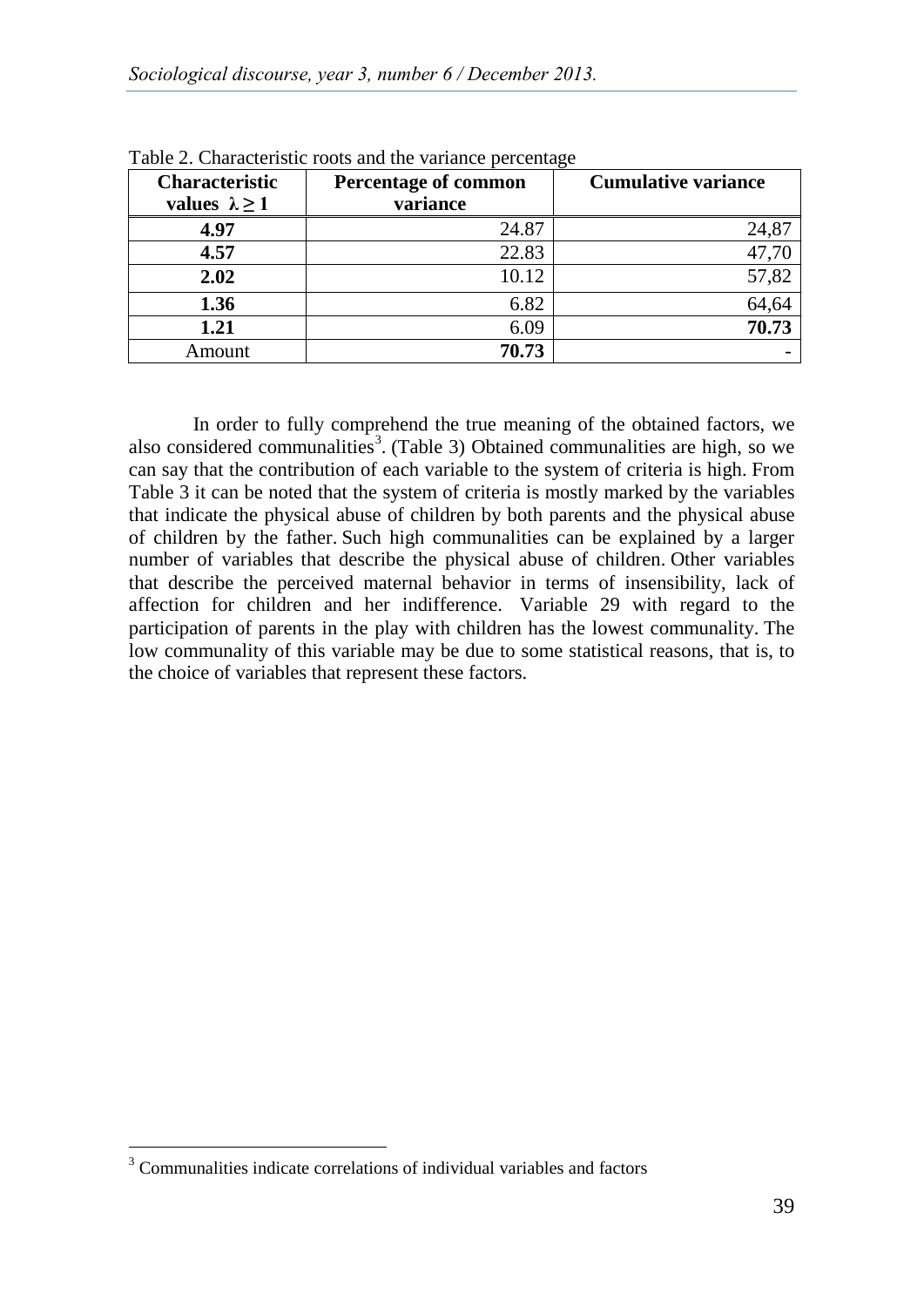Table 2. Characteristic roots and the variance percentage

| **Characteristic values $\lambda \geq 1$** | **Percentage of common variance** | **Cumulative variance** |
|---|---|---|
| **4.97** | 24.87 | 24,87 |
| **4.57** | 22.83 | 47,70 |
| **2.02** | 10.12 | 57,82 |
| **1.36** | 6.82 | 64,64 |
| **1.21** | 6.09 | **70.73** |
| Amount | **70.73** | - |

In order to fully comprehend the true meaning of the obtained factors, we also considered communalities[3]. (Table 3) Obtained communalities are high, so we can say that the contribution of each variable to the system of criteria is high. From Table 3 it can be noted that the system of criteria is mostly marked by the variables that indicate the physical abuse of children by both parents and the physical abuse of children by the father. Such high communalities can be explained by a larger number of variables that describe the physical abuse of children. Other variables that describe the perceived maternal behavior in terms of insensibility, lack of affection for children and her indifference. Variable 29 with regard to the participation of parents in the play with children has the lowest communality. The low communality of this variable may be due to some statistical reasons, that is, to the choice of variables that represent these factors.

[3] Communalities indicate correlations of individual variables and factors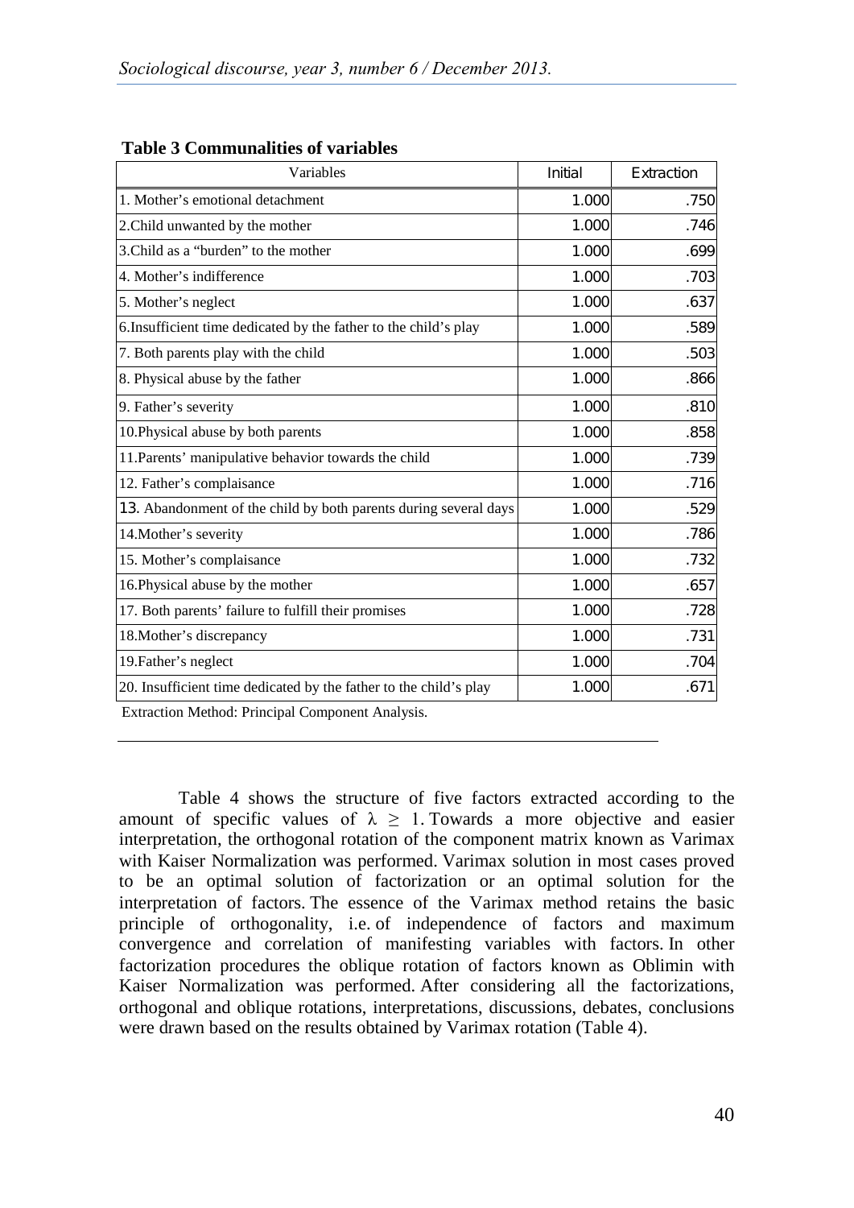**Table 3 Communalities of variables**

| Variables | Initial | Extraction |
|---|---|---|
| 1. Mother's emotional detachment | 1.000 | .750 |
| 2.Child unwanted by the mother | 1.000 | .746 |
| 3.Child as a "burden" to the mother | 1.000 | .699 |
| 4. Mother's indifference | 1.000 | .703 |
| 5. Mother's neglect | 1.000 | .637 |
| 6.Insufficient time dedicated by the father to the child's play | 1.000 | .589 |
| 7. Both parents play with the child | 1.000 | .503 |
| 8. Physical abuse by the father | 1.000 | .866 |
| 9. Father's severity | 1.000 | .810 |
| 10.Physical abuse by both parents | 1.000 | .858 |
| 11.Parents' manipulative behavior towards the child | 1.000 | .739 |
| 12. Father's complaisance | 1.000 | .716 |
| 13. Abandonment of the child by both parents during several days | 1.000 | .529 |
| 14.Mother's severity | 1.000 | .786 |
| 15. Mother's complaisance | 1.000 | .732 |
| 16.Physical abuse by the mother | 1.000 | .657 |
| 17. Both parents' failure to fulfill their promises | 1.000 | .728 |
| 18.Mother's discrepancy | 1.000 | .731 |
| 19.Father's neglect | 1.000 | .704 |
| 20. Insufficient time dedicated by the father to the child's play | 1.000 | .671 |

Extraction Method: Principal Component Analysis.

Table 4 shows the structure of five factors extracted according to the amount of specific values of $\lambda \geq 1$. Towards a more objective and easier interpretation, the orthogonal rotation of the component matrix known as Varimax with Kaiser Normalization was performed. Varimax solution in most cases proved to be an optimal solution of factorization or an optimal solution for the interpretation of factors. The essence of the Varimax method retains the basic principle of orthogonality, i.e. of independence of factors and maximum convergence and correlation of manifesting variables with factors. In other factorization procedures the oblique rotation of factors known as Oblimin with Kaiser Normalization was performed. After considering all the factorizations, orthogonal and oblique rotations, interpretations, discussions, debates, conclusions were drawn based on the results obtained by Varimax rotation (Table 4).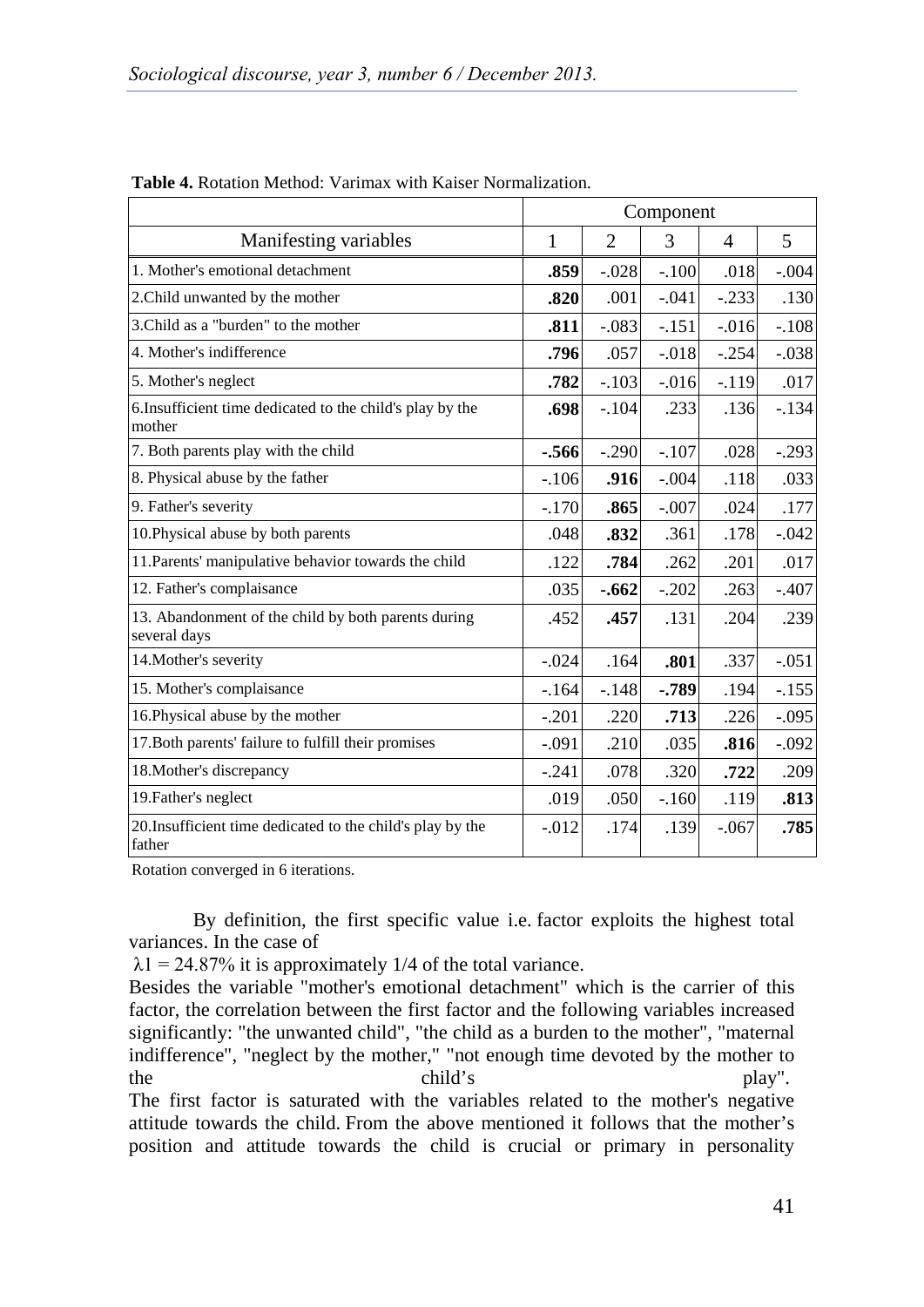**Table 4.** Rotation Method: Varimax with Kaiser Normalization.

| | Component | | | | |
|---|---|---|---|---|---|
| Manifesting variables | 1 | 2 | 3 | 4 | 5 |
| 1. Mother's emotional detachment | **.859** | -.028 | -.100 | .018 | -.004 |
| 2.Child unwanted by the mother | **.820** | .001 | -.041 | -.233 | .130 |
| 3.Child as a "burden" to the mother | **.811** | -.083 | -.151 | -.016 | -.108 |
| 4. Mother's indifference | **.796** | .057 | -.018 | -.254 | -.038 |
| 5. Mother's neglect | **.782** | -.103 | -.016 | -.119 | .017 |
| 6.Insufficient time dedicated to the child's play by the mother | **.698** | -.104 | .233 | .136 | -.134 |
| 7. Both parents play with the child | **-.566** | -.290 | -.107 | .028 | -.293 |
| 8. Physical abuse by the father | -.106 | **.916** | -.004 | .118 | .033 |
| 9. Father's severity | -.170 | **.865** | -.007 | .024 | .177 |
| 10.Physical abuse by both parents | .048 | **.832** | .361 | .178 | -.042 |
| 11.Parents' manipulative behavior towards the child | .122 | **.784** | .262 | .201 | .017 |
| 12. Father's complaisance | .035 | **-.662** | -.202 | .263 | -.407 |
| 13. Abandonment of the child by both parents during several days | .452 | **.457** | .131 | .204 | .239 |
| 14.Mother's severity | -.024 | .164 | **.801** | .337 | -.051 |
| 15. Mother's complaisance | -.164 | -.148 | **-.789** | .194 | -.155 |
| 16.Physical abuse by the mother | -.201 | .220 | **.713** | .226 | -.095 |
| 17.Both parents' failure to fulfill their promises | -.091 | .210 | .035 | **.816** | -.092 |
| 18.Mother's discrepancy | -.241 | .078 | .320 | **.722** | .209 |
| 19.Father's neglect | .019 | .050 | -.160 | .119 | **.813** |
| 20.Insufficient time dedicated to the child's play by the father | -.012 | .174 | .139 | -.067 | **.785** |

Rotation converged in 6 iterations.

By definition, the first specific value i.e. factor exploits the highest total variances. In the case of

$\lambda 1 = 24.87\%$ it is approximately 1/4 of the total variance.

Besides the variable "mother's emotional detachment" which is the carrier of this factor, the correlation between the first factor and the following variables increased significantly: "the unwanted child", "the child as a burden to the mother", "maternal indifference", "neglect by the mother," "not enough time devoted by the mother to the child's play".

The first factor is saturated with the variables related to the mother's negative attitude towards the child. From the above mentioned it follows that the mother's position and attitude towards the child is crucial or primary in personality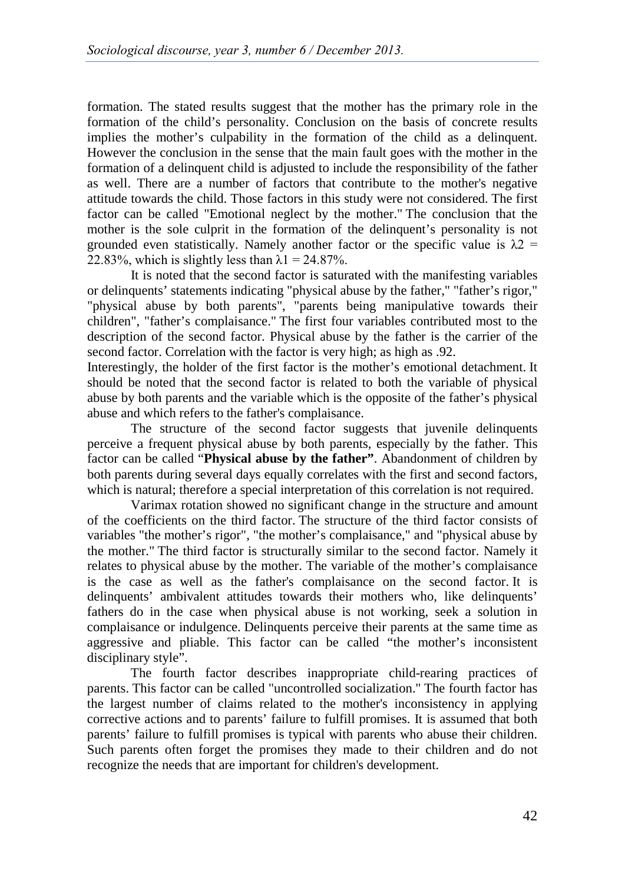formation. The stated results suggest that the mother has the primary role in the formation of the child's personality. Conclusion on the basis of concrete results implies the mother's culpability in the formation of the child as a delinquent. However the conclusion in the sense that the main fault goes with the mother in the formation of a delinquent child is adjusted to include the responsibility of the father as well. There are a number of factors that contribute to the mother's negative attitude towards the child. Those factors in this study were not considered. The first factor can be called "Emotional neglect by the mother." The conclusion that the mother is the sole culprit in the formation of the delinquent's personality is not grounded even statistically. Namely another factor or the specific value is $\lambda 2$ = 22.83%, which is slightly less than $\lambda 1$ = 24.87%.

It is noted that the second factor is saturated with the manifesting variables or delinquents' statements indicating "physical abuse by the father," "father's rigor," "physical abuse by both parents", "parents being manipulative towards their children", "father's complaisance." The first four variables contributed most to the description of the second factor. Physical abuse by the father is the carrier of the second factor. Correlation with the factor is very high; as high as .92.

Interestingly, the holder of the first factor is the mother's emotional detachment. It should be noted that the second factor is related to both the variable of physical abuse by both parents and the variable which is the opposite of the father's physical abuse and which refers to the father's complaisance.

The structure of the second factor suggests that juvenile delinquents perceive a frequent physical abuse by both parents, especially by the father. This factor can be called "**Physical abuse by the father"**. Abandonment of children by both parents during several days equally correlates with the first and second factors, which is natural; therefore a special interpretation of this correlation is not required.

Varimax rotation showed no significant change in the structure and amount of the coefficients on the third factor. The structure of the third factor consists of variables "the mother's rigor", "the mother's complaisance," and "physical abuse by the mother." The third factor is structurally similar to the second factor. Namely it relates to physical abuse by the mother. The variable of the mother's complaisance is the case as well as the father's complaisance on the second factor. It is delinquents' ambivalent attitudes towards their mothers who, like delinquents' fathers do in the case when physical abuse is not working, seek a solution in complaisance or indulgence. Delinquents perceive their parents at the same time as aggressive and pliable. This factor can be called "the mother's inconsistent disciplinary style".

The fourth factor describes inappropriate child-rearing practices of parents. This factor can be called "uncontrolled socialization." The fourth factor has the largest number of claims related to the mother's inconsistency in applying corrective actions and to parents' failure to fulfill promises. It is assumed that both parents' failure to fulfill promises is typical with parents who abuse their children. Such parents often forget the promises they made to their children and do not recognize the needs that are important for children's development.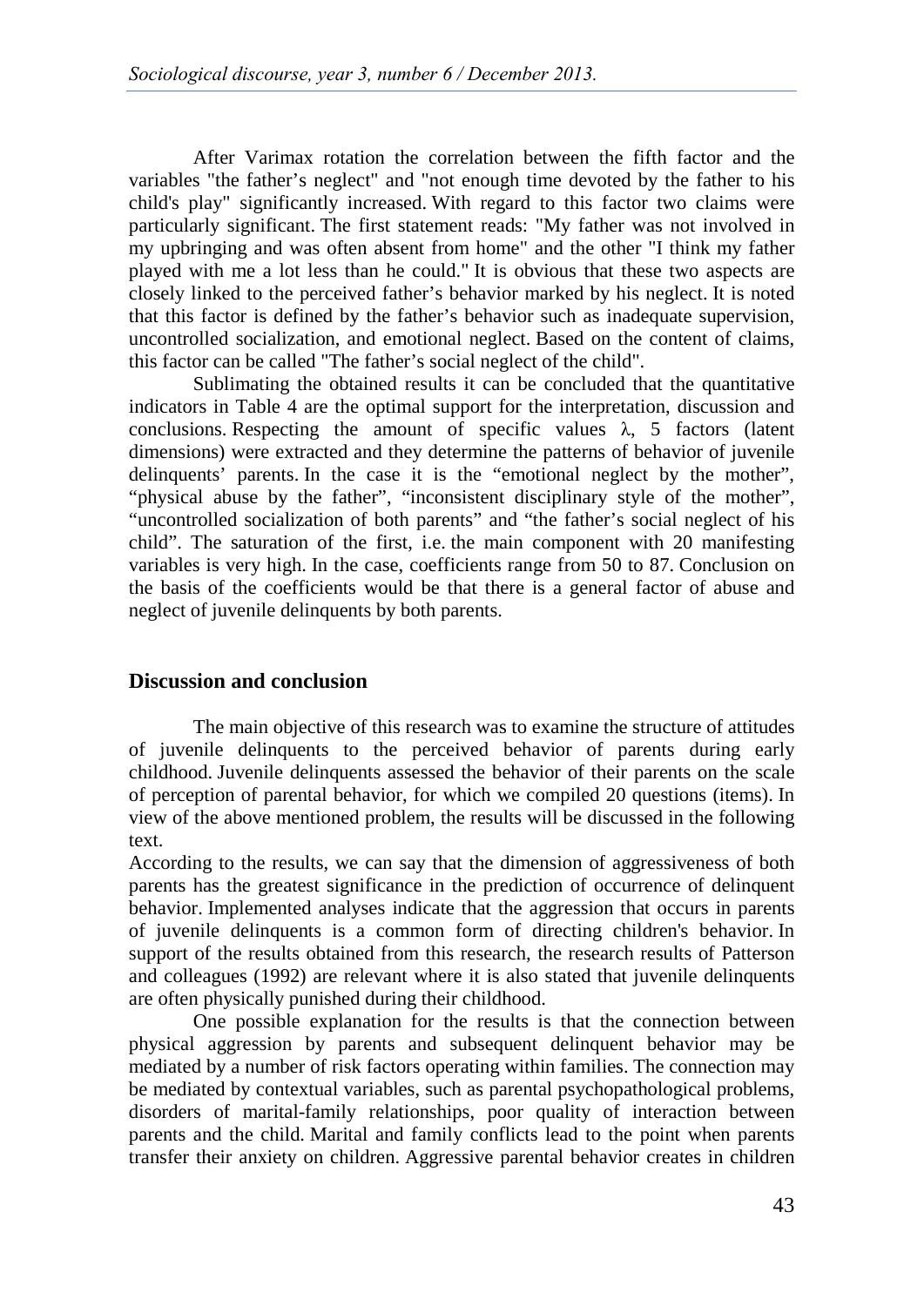After Varimax rotation the correlation between the fifth factor and the variables "the father's neglect" and "not enough time devoted by the father to his child's play" significantly increased. With regard to this factor two claims were particularly significant. The first statement reads: "My father was not involved in my upbringing and was often absent from home" and the other "I think my father played with me a lot less than he could." It is obvious that these two aspects are closely linked to the perceived father's behavior marked by his neglect. It is noted that this factor is defined by the father's behavior such as inadequate supervision, uncontrolled socialization, and emotional neglect. Based on the content of claims, this factor can be called "The father's social neglect of the child".

Sublimating the obtained results it can be concluded that the quantitative indicators in Table 4 are the optimal support for the interpretation, discussion and conclusions. Respecting the amount of specific values λ, 5 factors (latent dimensions) were extracted and they determine the patterns of behavior of juvenile delinquents' parents. In the case it is the "emotional neglect by the mother", "physical abuse by the father", "inconsistent disciplinary style of the mother", "uncontrolled socialization of both parents" and "the father's social neglect of his child". The saturation of the first, i.e. the main component with 20 manifesting variables is very high. In the case, coefficients range from 50 to 87. Conclusion on the basis of the coefficients would be that there is a general factor of abuse and neglect of juvenile delinquents by both parents.

## Discussion and conclusion

The main objective of this research was to examine the structure of attitudes of juvenile delinquents to the perceived behavior of parents during early childhood. Juvenile delinquents assessed the behavior of their parents on the scale of perception of parental behavior, for which we compiled 20 questions (items). In view of the above mentioned problem, the results will be discussed in the following text.

According to the results, we can say that the dimension of aggressiveness of both parents has the greatest significance in the prediction of occurrence of delinquent behavior. Implemented analyses indicate that the aggression that occurs in parents of juvenile delinquents is a common form of directing children's behavior. In support of the results obtained from this research, the research results of Patterson and colleagues (1992) are relevant where it is also stated that juvenile delinquents are often physically punished during their childhood.

One possible explanation for the results is that the connection between physical aggression by parents and subsequent delinquent behavior may be mediated by a number of risk factors operating within families. The connection may be mediated by contextual variables, such as parental psychopathological problems, disorders of marital-family relationships, poor quality of interaction between parents and the child. Marital and family conflicts lead to the point when parents transfer their anxiety on children. Aggressive parental behavior creates in children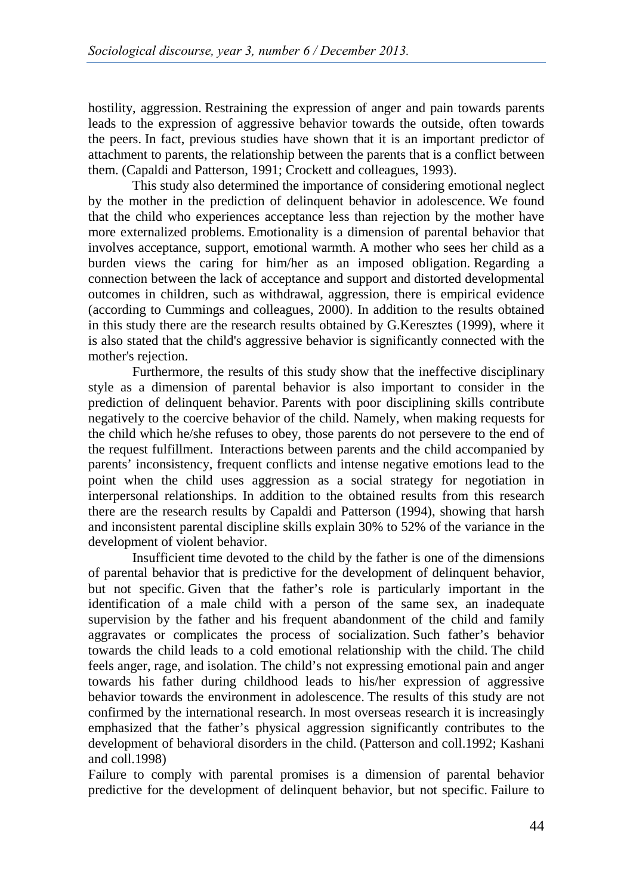hostility, aggression. Restraining the expression of anger and pain towards parents leads to the expression of aggressive behavior towards the outside, often towards the peers. In fact, previous studies have shown that it is an important predictor of attachment to parents, the relationship between the parents that is a conflict between them. (Capaldi and Patterson, 1991; Crockett and colleagues, 1993).

This study also determined the importance of considering emotional neglect by the mother in the prediction of delinquent behavior in adolescence. We found that the child who experiences acceptance less than rejection by the mother have more externalized problems. Emotionality is a dimension of parental behavior that involves acceptance, support, emotional warmth. A mother who sees her child as a burden views the caring for him/her as an imposed obligation. Regarding a connection between the lack of acceptance and support and distorted developmental outcomes in children, such as withdrawal, aggression, there is empirical evidence (according to Cummings and colleagues, 2000). In addition to the results obtained in this study there are the research results obtained by G.Keresztes (1999), where it is also stated that the child's aggressive behavior is significantly connected with the mother's rejection.

Furthermore, the results of this study show that the ineffective disciplinary style as a dimension of parental behavior is also important to consider in the prediction of delinquent behavior. Parents with poor disciplining skills contribute negatively to the coercive behavior of the child. Namely, when making requests for the child which he/she refuses to obey, those parents do not persevere to the end of the request fulfillment. Interactions between parents and the child accompanied by parents' inconsistency, frequent conflicts and intense negative emotions lead to the point when the child uses aggression as a social strategy for negotiation in interpersonal relationships. In addition to the obtained results from this research there are the research results by Capaldi and Patterson (1994), showing that harsh and inconsistent parental discipline skills explain 30% to 52% of the variance in the development of violent behavior.

Insufficient time devoted to the child by the father is one of the dimensions of parental behavior that is predictive for the development of delinquent behavior, but not specific. Given that the father's role is particularly important in the identification of a male child with a person of the same sex, an inadequate supervision by the father and his frequent abandonment of the child and family aggravates or complicates the process of socialization. Such father's behavior towards the child leads to a cold emotional relationship with the child. The child feels anger, rage, and isolation. The child's not expressing emotional pain and anger towards his father during childhood leads to his/her expression of aggressive behavior towards the environment in adolescence. The results of this study are not confirmed by the international research. In most overseas research it is increasingly emphasized that the father's physical aggression significantly contributes to the development of behavioral disorders in the child. (Patterson and coll.1992; Kashani and coll.1998)

Failure to comply with parental promises is a dimension of parental behavior predictive for the development of delinquent behavior, but not specific. Failure to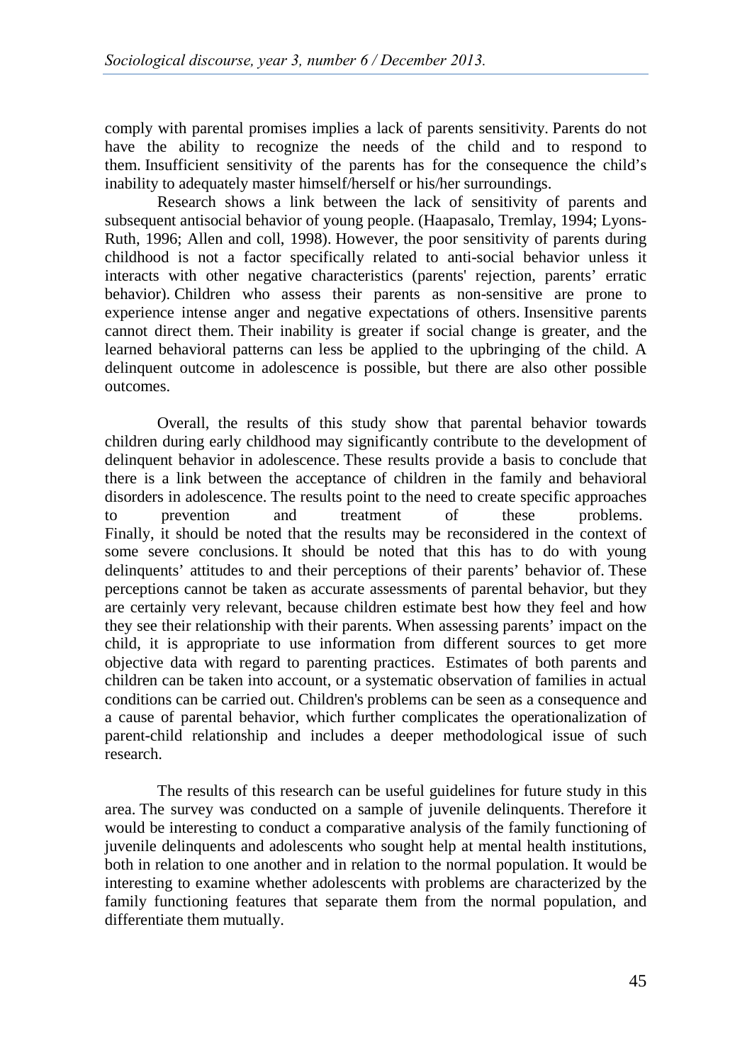comply with parental promises implies a lack of parents sensitivity. Parents do not have the ability to recognize the needs of the child and to respond to them. Insufficient sensitivity of the parents has for the consequence the child's inability to adequately master himself/herself or his/her surroundings.

Research shows a link between the lack of sensitivity of parents and subsequent antisocial behavior of young people. (Haapasalo, Tremlay, 1994; Lyons-Ruth, 1996; Allen and coll, 1998). However, the poor sensitivity of parents during childhood is not a factor specifically related to anti-social behavior unless it interacts with other negative characteristics (parents' rejection, parents' erratic behavior). Children who assess their parents as non-sensitive are prone to experience intense anger and negative expectations of others. Insensitive parents cannot direct them. Their inability is greater if social change is greater, and the learned behavioral patterns can less be applied to the upbringing of the child. A delinquent outcome in adolescence is possible, but there are also other possible outcomes.

Overall, the results of this study show that parental behavior towards children during early childhood may significantly contribute to the development of delinquent behavior in adolescence. These results provide a basis to conclude that there is a link between the acceptance of children in the family and behavioral disorders in adolescence. The results point to the need to create specific approaches to prevention and treatment of these problems. Finally, it should be noted that the results may be reconsidered in the context of some severe conclusions. It should be noted that this has to do with young delinquents' attitudes to and their perceptions of their parents' behavior of. These perceptions cannot be taken as accurate assessments of parental behavior, but they are certainly very relevant, because children estimate best how they feel and how they see their relationship with their parents. When assessing parents' impact on the child, it is appropriate to use information from different sources to get more objective data with regard to parenting practices. Estimates of both parents and children can be taken into account, or a systematic observation of families in actual conditions can be carried out. Children's problems can be seen as a consequence and a cause of parental behavior, which further complicates the operationalization of parent-child relationship and includes a deeper methodological issue of such research.

The results of this research can be useful guidelines for future study in this area. The survey was conducted on a sample of juvenile delinquents. Therefore it would be interesting to conduct a comparative analysis of the family functioning of juvenile delinquents and adolescents who sought help at mental health institutions, both in relation to one another and in relation to the normal population. It would be interesting to examine whether adolescents with problems are characterized by the family functioning features that separate them from the normal population, and differentiate them mutually.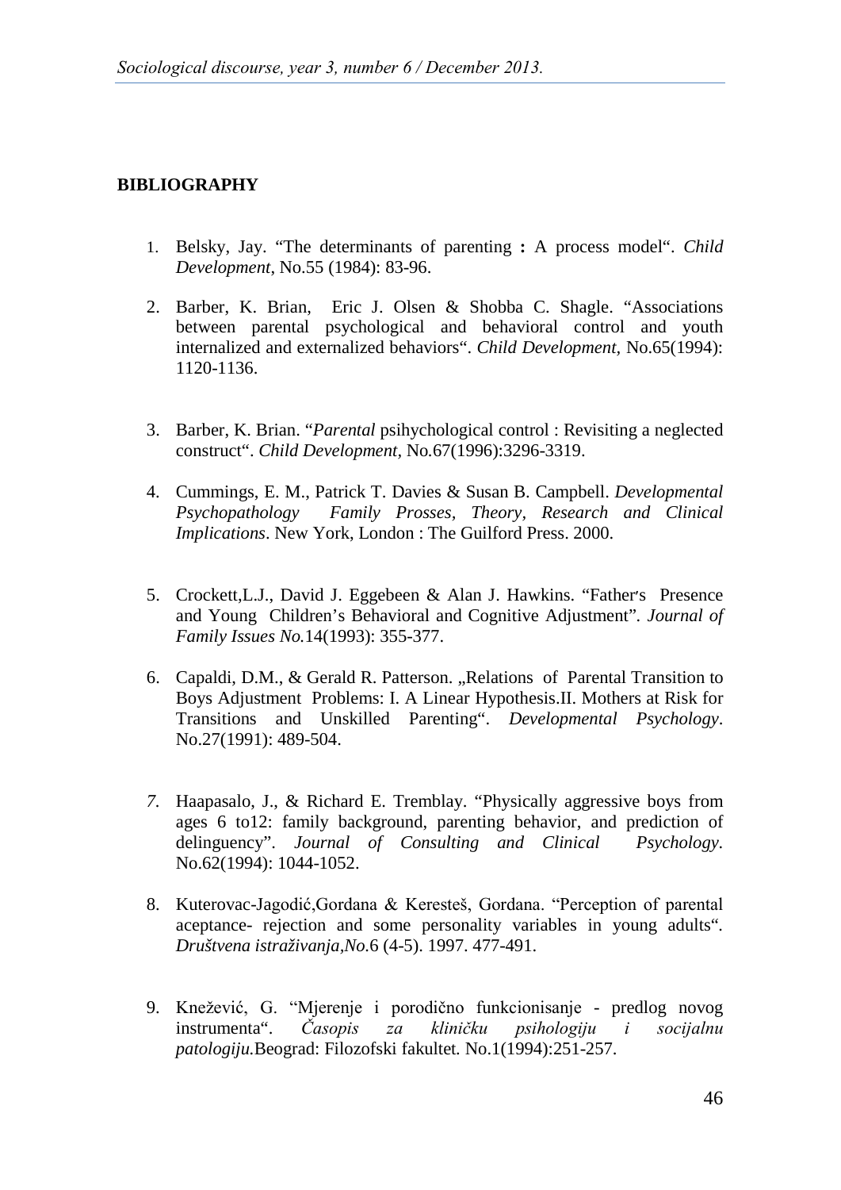## BIBLIOGRAPHY

1. Belsky, Jay. "The determinants of parenting **:** A process model". *Child Development*, No.55 (1984): 83-96.

2. Barber, K. Brian, Eric J. Olsen & Shobba C. Shagle. "Associations between parental psychological and behavioral control and youth internalized and externalized behaviors". *Child Development,* No.65(1994): 1120-1136.

3. Barber, K. Brian. "*Parental* psihychological control : Revisiting a neglected construct". *Child Development,* No.67(1996):3296-3319.

4. Cummings, E. M., Patrick T. Davies & Susan B. Campbell. *Developmental Psychopathology Family Prosses, Theory, Research and Clinical Implications*. New York, London : The Guilford Press. 2000.

5. Crockett,L.J., David J. Eggebeen & Alan J. Hawkins. "Father's Presence and Young Children's Behavioral and Cognitive Adjustment". *Journal of Family Issues No.*14(1993): 355-377.

6. Capaldi, D.M., & Gerald R. Patterson. „Relations of Parental Transition to Boys Adjustment Problems: I. A Linear Hypothesis.II. Mothers at Risk for Transitions and Unskilled Parenting". *Developmental Psychology*. No.27(1991): 489-504.

7. Haapasalo, J., & Richard E. Tremblay. "Physically aggressive boys from ages 6 to12: family background, parenting behavior, and prediction of delinguency". *Journal of Consulting and Clinical Psychology*. No.62(1994): 1044-1052.

8. Kuterovac-Jagodić,Gordana & Keresteš, Gordana. "Perception of parental aceptance- rejection and some personality variables in young adults". *Društvena istraživanja,No.*6 (4-5). 1997. 477-491.

9. Knežević, G. "Mjerenje i porodično funkcionisanje - predlog novog instrumenta". *Časopis za kliničku psihologiju i socijalnu patologiju.*Beograd: Filozofski fakultet. No.1(1994):251-257.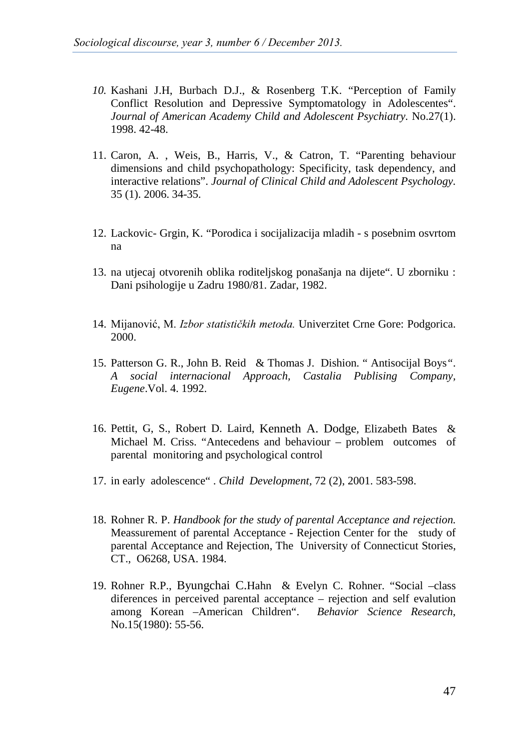10. Kashani J.H, Burbach D.J., & Rosenberg T.K. "Perception of Family Conflict Resolution and Depressive Symptomatology in Adolescentes". *Journal of American Academy Child and Adolescent Psychiatry*. No.27(1). 1998. 42-48.

11. Caron, A. , Weis, B., Harris, V., & Catron, T. "Parenting behaviour dimensions and child psychopathology: Specificity, task dependency, and interactive relations". *Journal of Clinical Child and Adolescent Psychology*. 35 (1). 2006. 34-35.

12. Lackovic- Grgin, K. "Porodica i socijalizacija mladih - s posebnim osvrtom na

13. na utjecaj otvorenih oblika roditeljskog ponašanja na dijete". U zborniku : Dani psihologije u Zadru 1980/81. Zadar, 1982.

14. Mijanović, M. *Izbor statističkih metoda.* Univerzitet Crne Gore: Podgorica. 2000.

15. Patterson G. R., John B. Reid & Thomas J. Dishion. " Antisocijal Boys". *A social internacional Approach, Castalia Publising Company, Eugene*.Vol. 4. 1992.

16. Pettit, G, S., Robert D. Laird, Kenneth A. Dodge, Elizabeth Bates & Michael M. Criss. "Antecedens and behaviour – problem outcomes of parental monitoring and psychological control

17. in early adolescence" . *Child Development*, 72 (2), 2001. 583-598.

18. Rohner R. P. *Handbook for the study of parental Acceptance and rejection.* Meassurement of parental Acceptance - Rejection Center for the study of parental Acceptance and Rejection, The University of Connecticut Stories, CT., O6268, USA. 1984.

19. Rohner R.P., Byungchai C.Hahn & Evelyn C. Rohner. "Social –class diferences in perceived parental acceptance – rejection and self evalution among Korean –American Children". *Behavior Science Research*, No.15(1980): 55-56.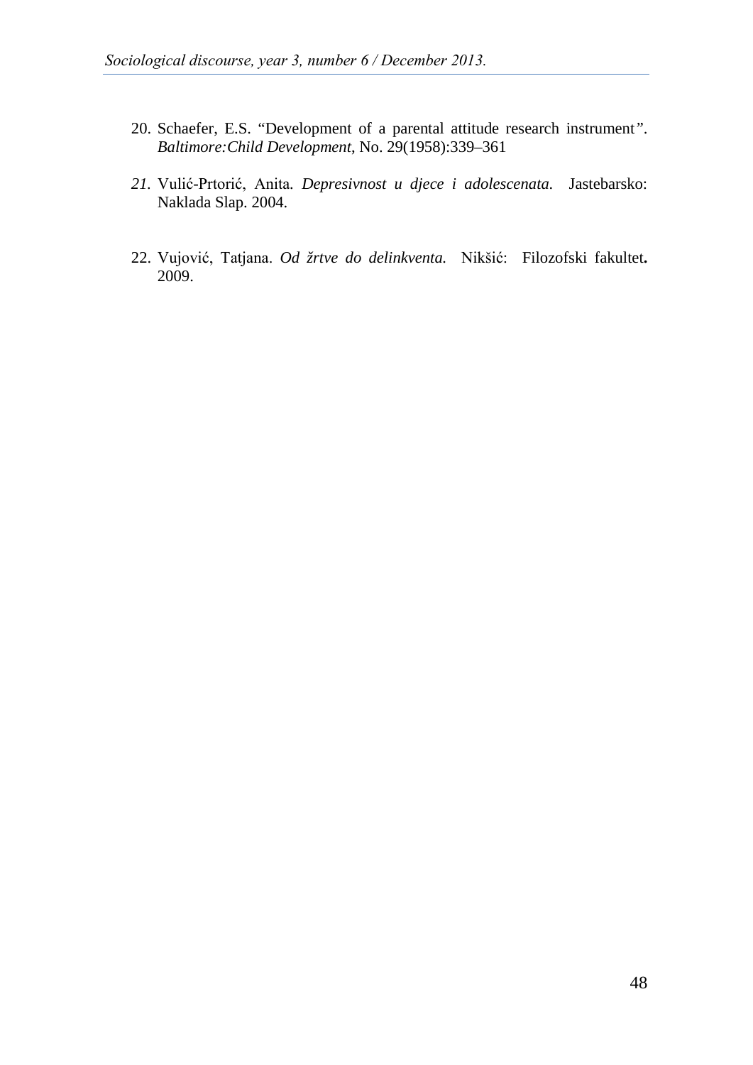20. Schaefer, E.S. “Development of a parental attitude research instrument”. *Baltimore:Child Development*, No. 29(1958):339–361

21. Vulić-Prtorić, Anita. *Depresivnost u djece i adolescenata.* Jastebarsko: Naklada Slap. 2004.

22. Vujović, Tatjana. *Od žrtve do delinkventa.* Nikšić: Filozofski fakultet**.** 2009.